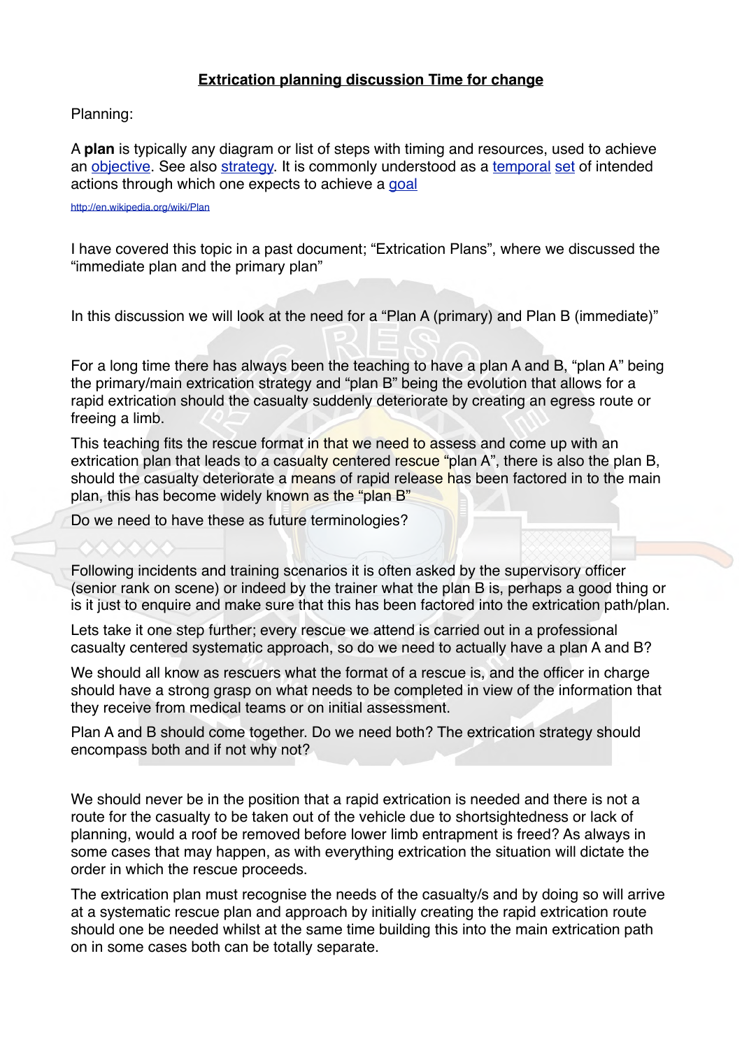# Extrication planning discussion Time for change

Planning:

A **plan** is typically any diagram or list of steps with timing and resources, used to achieve an objective. See also strategy. It is commonly understood as a temporal set of intended actions through which one expects to achieve a goal

http://en.wikipedia.org/wiki/Plan

I have covered this topic in a past document; "Extrication Plans", where we discussed the "immediate plan and the primary plan"

In this discussion we will look at the need for a "Plan A (primary) and Plan B (immediate)"

For a long time there has always been the teaching to have a plan A and B, "plan A" being the primary/main extrication strategy and "plan B" being the evolution that allows for a rapid extrication should the casualty suddenly deteriorate by creating an egress route or freeing a limb.

This teaching fits the rescue format in that we need to assess and come up with an extrication plan that leads to a casualty centered rescue "plan A", there is also the plan B, should the casualty deteriorate a means of rapid release has been factored in to the main plan, this has become widely known as the "plan B"

Do we need to have these as future terminologies?

Following incidents and training scenarios it is often asked by the supervisory officer (senior rank on scene) or indeed by the trainer what the plan B is, perhaps a good thing or is it just to enquire and make sure that this has been factored into the extrication path/plan.

Lets take it one step further; every rescue we attend is carried out in a professional casualty centered systematic approach, so do we need to actually have a plan A and B?

We should all know as rescuers what the format of a rescue is, and the officer in charge should have a strong grasp on what needs to be completed in view of the information that they receive from medical teams or on initial assessment.

Plan A and B should come together. Do we need both? The extrication strategy should encompass both and if not why not?

We should never be in the position that a rapid extrication is needed and there is not a route for the casualty to be taken out of the vehicle due to shortsightedness or lack of planning, would a roof be removed before lower limb entrapment is freed? As always in some cases that may happen, as with everything extrication the situation will dictate the order in which the rescue proceeds.

The extrication plan must recognise the needs of the casualty/s and by doing so will arrive at a systematic rescue plan and approach by initially creating the rapid extrication route should one be needed whilst at the same time building this into the main extrication path on in some cases both can be totally separate.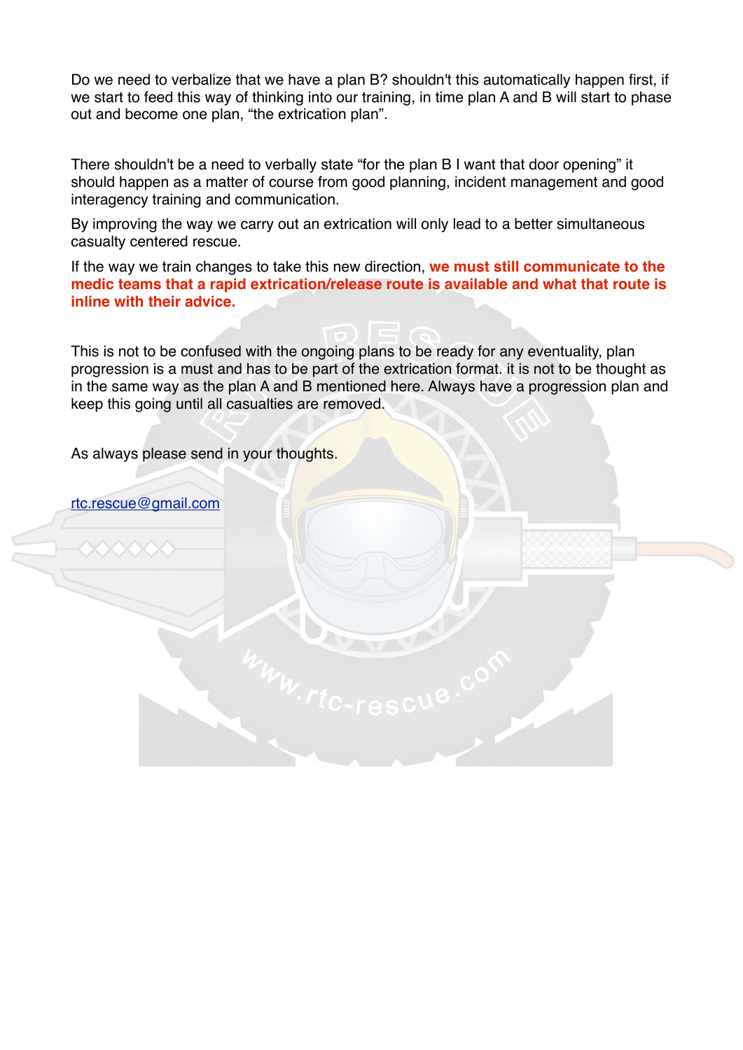Do we need to verbalize that we have a plan B? shouldn't this automatically happen first, if we start to feed this way of thinking into our training, in time plan A and B will start to phase out and become one plan, "the extrication plan".

There shouldn't be a need to verbally state "for the plan B I want that door opening" it should happen as a matter of course from good planning, incident management and good interagency training and communication.

By improving the way we carry out an extrication will only lead to a better simultaneous casualty centered rescue.

If the way we train changes to take this new direction, **we must still communicate to the medic teams that a rapid extrication/release route is available and what that route is inline with their advice.**

This is not to be confused with the ongoing plans to be ready for any eventuality, plan progression is a must and has to be part of the extrication format. it is not to be thought as in the same way as the plan A and B mentioned here. Always have a progression plan and keep this going until all casualties are removed.

As always please send in your thoughts.

rtc.rescue@gmail.com